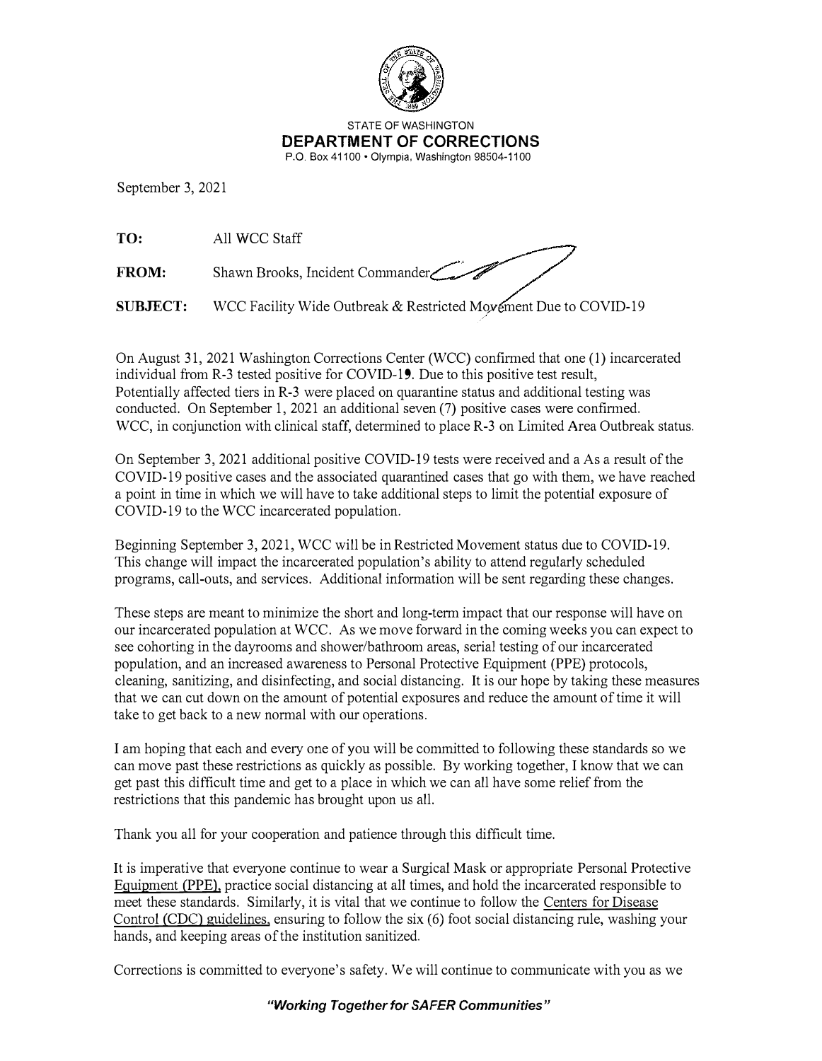STATE OF WASHINGTON

**DEPARTMENT OF CORRECTIONS**

P.O. Box 41100 • Olympia, Washington 98504-1100

September 3, 2021

**TO:** All WCC Staff

**FROM:** Shawn Brooks, Incident Commander

**SUBJECT:** WCC Facility Wide Outbreak & Restricted Movement Due to COVID-19

On August 31, 2021 Washington Corrections Center (WCC) confirmed that one (1) incarcerated individual from R-3 tested positive for COVID-19. Due to this positive test result, Potentially affected tiers in R-3 were placed on quarantine status and additional testing was conducted. On September 1, 2021 an additional seven (7) positive cases were confirmed. WCC, in conjunction with clinical staff, determined to place R-3 on Limited Area Outbreak status.

On September 3, 2021 additional positive COVID-19 tests were received and a As a result of the COVID-19 positive cases and the associated quarantined cases that go with them, we have reached a point in time in which we will have to take additional steps to limit the potential exposure of COVID-19 to the WCC incarcerated population.

Beginning September 3, 2021, WCC will be in Restricted Movement status due to COVID-19. This change will impact the incarcerated population's ability to attend regularly scheduled programs, call-outs, and services. Additional information will be sent regarding these changes.

These steps are meant to minimize the short and long-term impact that our response will have on our incarcerated population at WCC. As we move forward in the coming weeks you can expect to see cohorting in the dayrooms and shower/bathroom areas, serial testing of our incarcerated population, and an increased awareness to Personal Protective Equipment (PPE) protocols, cleaning, sanitizing, and disinfecting, and social distancing. It is our hope by taking these measures that we can cut down on the amount of potential exposures and reduce the amount of time it will take to get back to a new normal with our operations.

I am hoping that each and every one of you will be committed to following these standards so we can move past these restrictions as quickly as possible. By working together, I know that we can get past this difficult time and get to a place in which we can all have some relief from the restrictions that this pandemic has brought upon us all.

Thank you all for your cooperation and patience through this difficult time.

It is imperative that everyone continue to wear a Surgical Mask or appropriate Personal Protective Equipment (PPE), practice social distancing at all times, and hold the incarcerated responsible to meet these standards. Similarly, it is vital that we continue to follow the Centers for Disease Control (CDC) guidelines, ensuring to follow the six (6) foot social distancing rule, washing your hands, and keeping areas of the institution sanitized.

Corrections is committed to everyone's safety. We will continue to communicate with you as we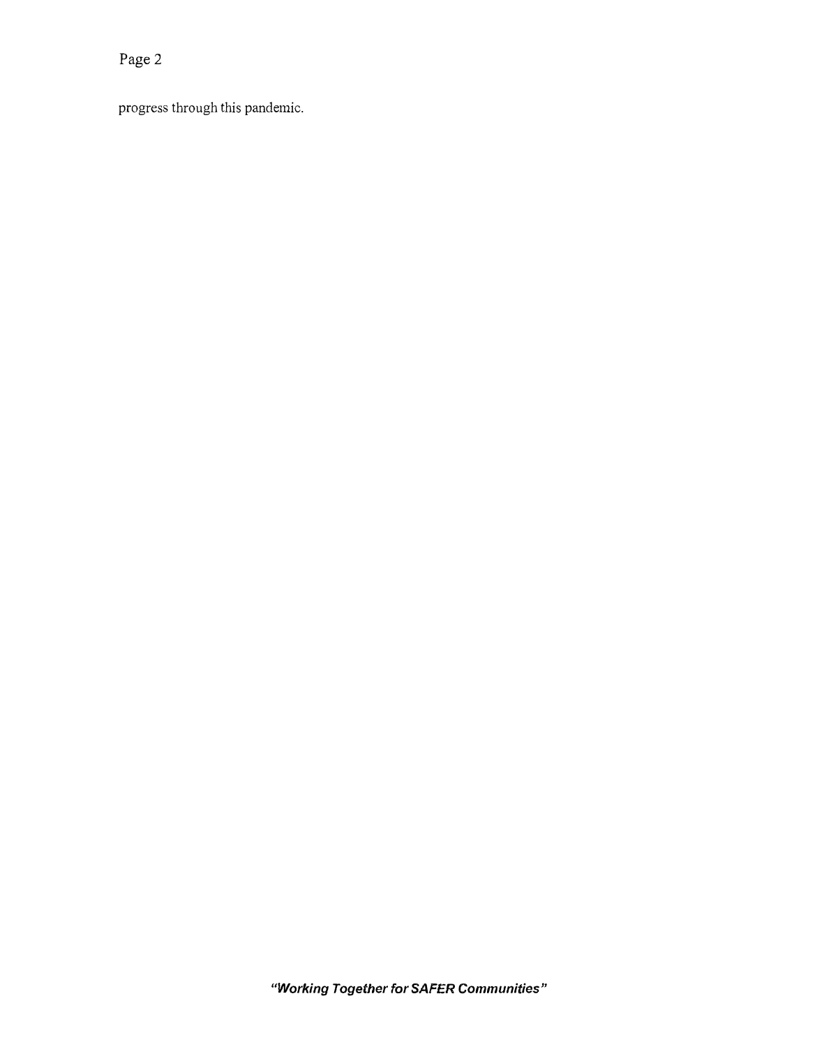progress through this pandemic.